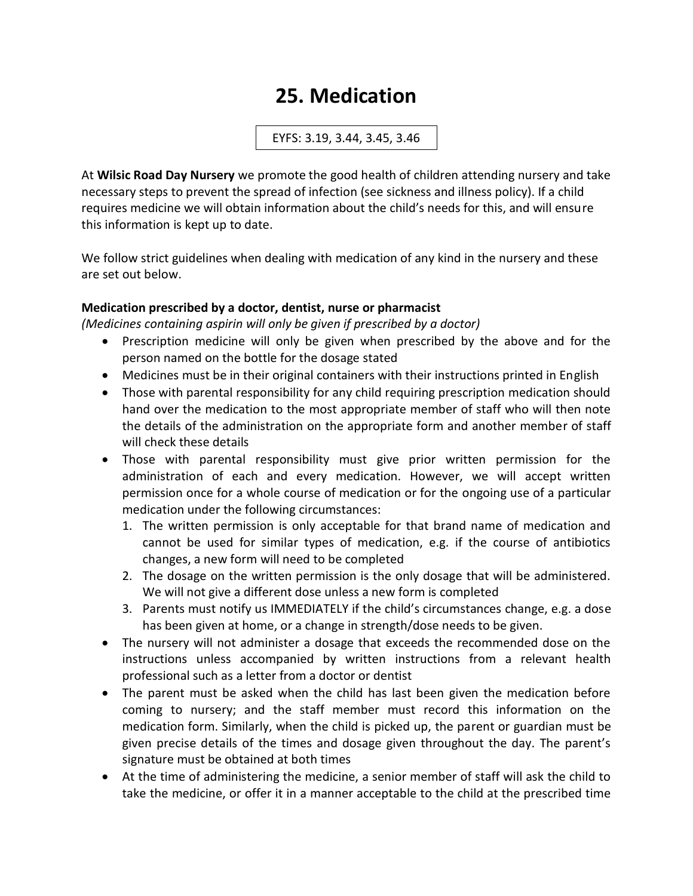# 25. Medication

EYFS: 3.19, 3.44, 3.45, 3.46

At **Wilsic Road Day Nursery** we promote the good health of children attending nursery and take necessary steps to prevent the spread of infection (see sickness and illness policy). If a child requires medicine we will obtain information about the child's needs for this, and will ensure this information is kept up to date.

We follow strict guidelines when dealing with medication of any kind in the nursery and these are set out below.

**Medication prescribed by a doctor, dentist, nurse or pharmacist**
*(Medicines containing aspirin will only be given if prescribed by a doctor)*

- Prescription medicine will only be given when prescribed by the above and for the person named on the bottle for the dosage stated
- Medicines must be in their original containers with their instructions printed in English
- Those with parental responsibility for any child requiring prescription medication should hand over the medication to the most appropriate member of staff who will then note the details of the administration on the appropriate form and another member of staff will check these details
- Those with parental responsibility must give prior written permission for the administration of each and every medication. However, we will accept written permission once for a whole course of medication or for the ongoing use of a particular medication under the following circumstances:
    1. The written permission is only acceptable for that brand name of medication and cannot be used for similar types of medication, e.g. if the course of antibiotics changes, a new form will need to be completed
    2. The dosage on the written permission is the only dosage that will be administered. We will not give a different dose unless a new form is completed
    3. Parents must notify us IMMEDIATELY if the child's circumstances change, e.g. a dose has been given at home, or a change in strength/dose needs to be given.
- The nursery will not administer a dosage that exceeds the recommended dose on the instructions unless accompanied by written instructions from a relevant health professional such as a letter from a doctor or dentist
- The parent must be asked when the child has last been given the medication before coming to nursery; and the staff member must record this information on the medication form. Similarly, when the child is picked up, the parent or guardian must be given precise details of the times and dosage given throughout the day. The parent's signature must be obtained at both times
- At the time of administering the medicine, a senior member of staff will ask the child to take the medicine, or offer it in a manner acceptable to the child at the prescribed time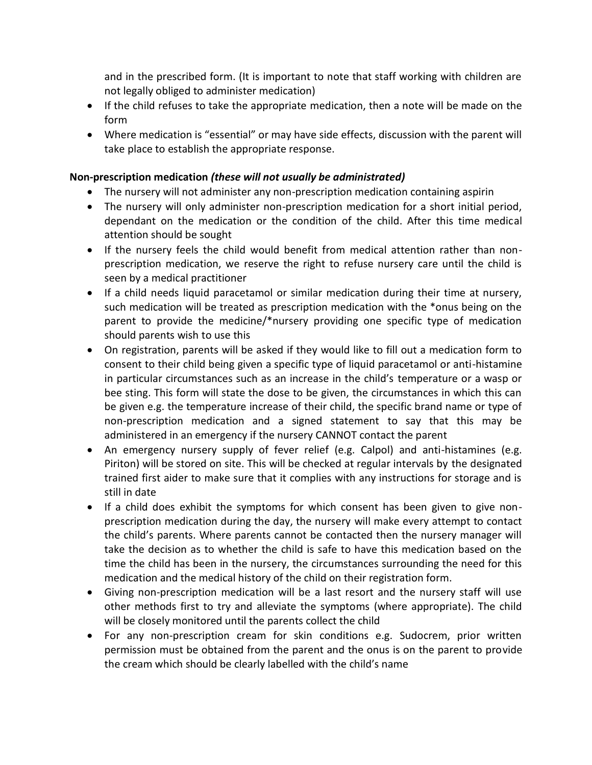and in the prescribed form. (It is important to note that staff working with children are not legally obliged to administer medication)

- If the child refuses to take the appropriate medication, then a note will be made on the form
- Where medication is "essential" or may have side effects, discussion with the parent will take place to establish the appropriate response.

**Non-prescription medication *(these will not usually be administrated)***

- The nursery will not administer any non-prescription medication containing aspirin
- The nursery will only administer non-prescription medication for a short initial period, dependant on the medication or the condition of the child. After this time medical attention should be sought
- If the nursery feels the child would benefit from medical attention rather than non-prescription medication, we reserve the right to refuse nursery care until the child is seen by a medical practitioner
- If a child needs liquid paracetamol or similar medication during their time at nursery, such medication will be treated as prescription medication with the *onus being on the parent to provide the medicine/*nursery providing one specific type of medication should parents wish to use this
- On registration, parents will be asked if they would like to fill out a medication form to consent to their child being given a specific type of liquid paracetamol or anti-histamine in particular circumstances such as an increase in the child's temperature or a wasp or bee sting. This form will state the dose to be given, the circumstances in which this can be given e.g. the temperature increase of their child, the specific brand name or type of non-prescription medication and a signed statement to say that this may be administered in an emergency if the nursery CANNOT contact the parent
- An emergency nursery supply of fever relief (e.g. Calpol) and anti-histamines (e.g. Piriton) will be stored on site. This will be checked at regular intervals by the designated trained first aider to make sure that it complies with any instructions for storage and is still in date
- If a child does exhibit the symptoms for which consent has been given to give non-prescription medication during the day, the nursery will make every attempt to contact the child's parents. Where parents cannot be contacted then the nursery manager will take the decision as to whether the child is safe to have this medication based on the time the child has been in the nursery, the circumstances surrounding the need for this medication and the medical history of the child on their registration form.
- Giving non-prescription medication will be a last resort and the nursery staff will use other methods first to try and alleviate the symptoms (where appropriate). The child will be closely monitored until the parents collect the child
- For any non-prescription cream for skin conditions e.g. Sudocrem, prior written permission must be obtained from the parent and the onus is on the parent to provide the cream which should be clearly labelled with the child's name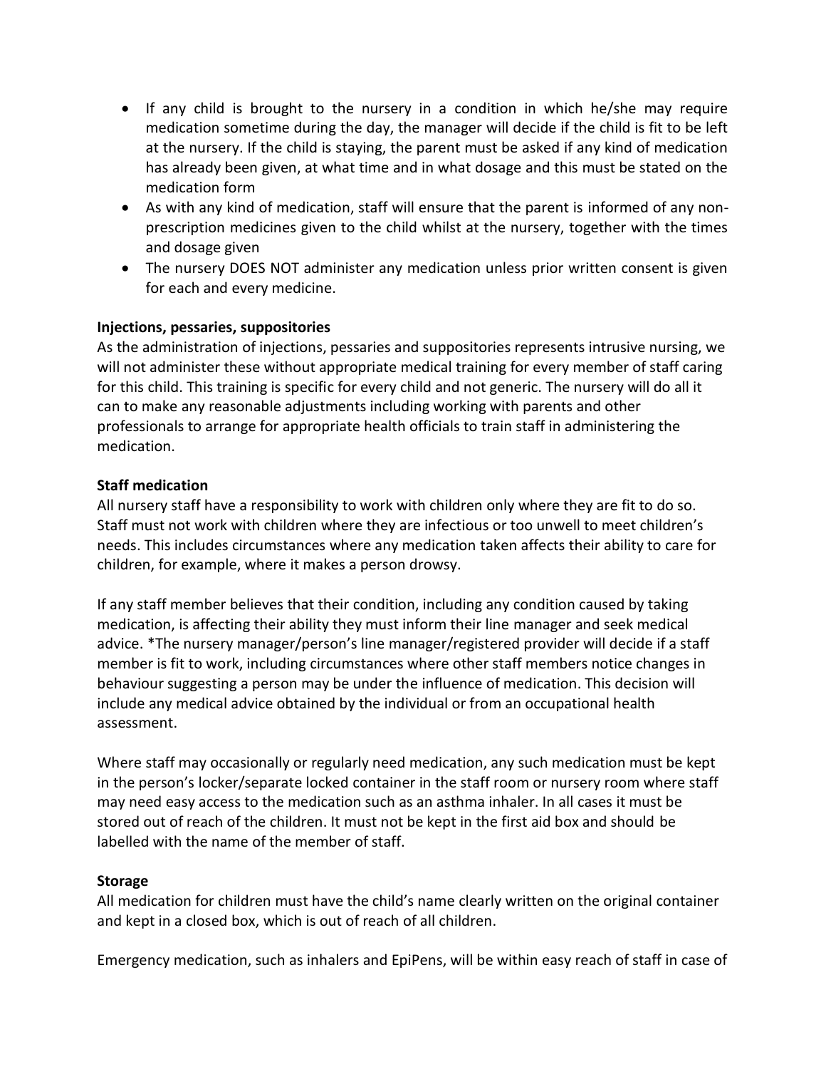- If any child is brought to the nursery in a condition in which he/she may require medication sometime during the day, the manager will decide if the child is fit to be left at the nursery. If the child is staying, the parent must be asked if any kind of medication has already been given, at what time and in what dosage and this must be stated on the medication form
- As with any kind of medication, staff will ensure that the parent is informed of any non-prescription medicines given to the child whilst at the nursery, together with the times and dosage given
- The nursery DOES NOT administer any medication unless prior written consent is given for each and every medicine.

**Injections, pessaries, suppositories**

As the administration of injections, pessaries and suppositories represents intrusive nursing, we will not administer these without appropriate medical training for every member of staff caring for this child. This training is specific for every child and not generic. The nursery will do all it can to make any reasonable adjustments including working with parents and other professionals to arrange for appropriate health officials to train staff in administering the medication.

**Staff medication**

All nursery staff have a responsibility to work with children only where they are fit to do so. Staff must not work with children where they are infectious or too unwell to meet children's needs. This includes circumstances where any medication taken affects their ability to care for children, for example, where it makes a person drowsy.

If any staff member believes that their condition, including any condition caused by taking medication, is affecting their ability they must inform their line manager and seek medical advice. *The nursery manager/person's line manager/registered provider will decide if a staff member is fit to work, including circumstances where other staff members notice changes in behaviour suggesting a person may be under the influence of medication. This decision will include any medical advice obtained by the individual or from an occupational health assessment.

Where staff may occasionally or regularly need medication, any such medication must be kept in the person's locker/separate locked container in the staff room or nursery room where staff may need easy access to the medication such as an asthma inhaler. In all cases it must be stored out of reach of the children. It must not be kept in the first aid box and should be labelled with the name of the member of staff.

**Storage**

All medication for children must have the child's name clearly written on the original container and kept in a closed box, which is out of reach of all children.

Emergency medication, such as inhalers and EpiPens, will be within easy reach of staff in case of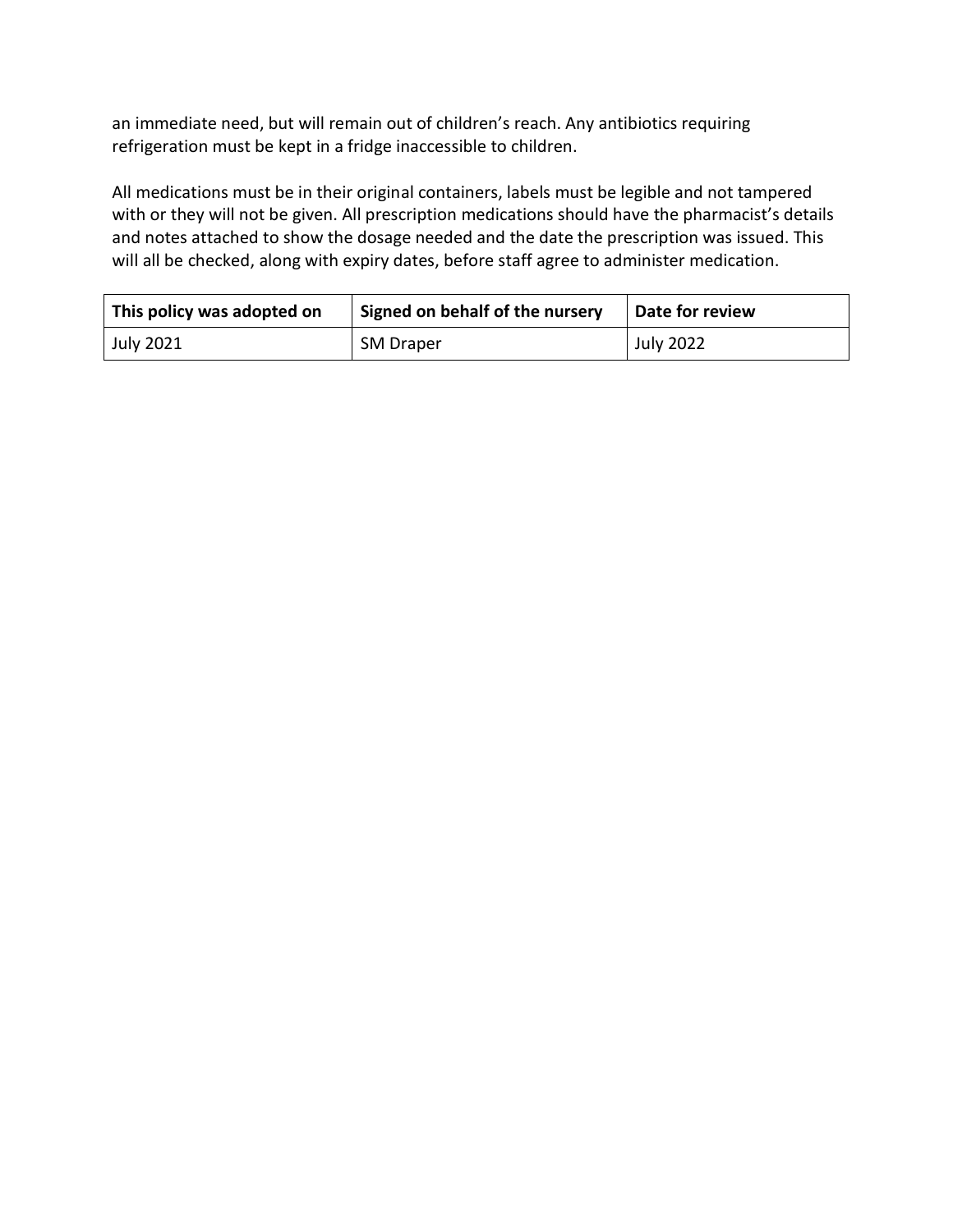an immediate need, but will remain out of children's reach. Any antibiotics requiring refrigeration must be kept in a fridge inaccessible to children.

All medications must be in their original containers, labels must be legible and not tampered with or they will not be given. All prescription medications should have the pharmacist's details and notes attached to show the dosage needed and the date the prescription was issued. This will all be checked, along with expiry dates, before staff agree to administer medication.

| **This policy was adopted on** | **Signed on behalf of the nursery** | **Date for review** |
|---|---|---|
| July 2021 | SM Draper | July 2022 |